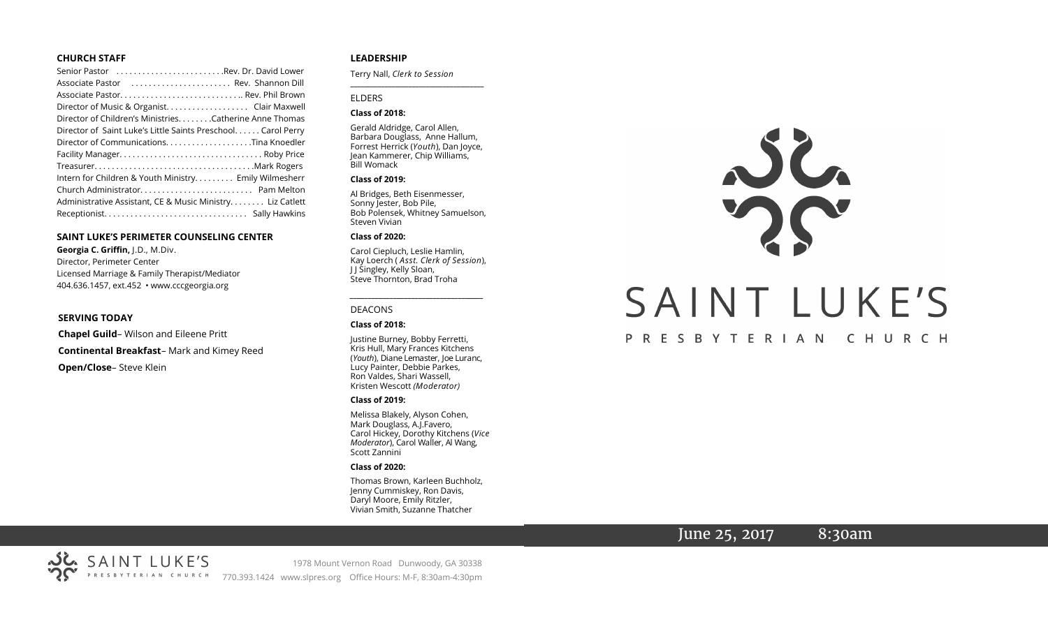## CHURCH STAFF

Senior Pastor . . . . . . . . . . . . . . . . . . . . . . . .Rev. Dr. David Lower
Associate Pastor . . . . . . . . . . . . . . . . . . . . . . Rev. Shannon Dill
Associate Pastor. . . . . . . . . . . . . . . . . . . . . . . . . . .. Rev. Phil Brown
Director of Music & Organist. . . . . . . . . . . . . . . . . . Clair Maxwell
Director of Children's Ministries. . . . . . . .Catherine Anne Thomas
Director of Saint Luke's Little Saints Preschool. . . . . . Carol Perry
Director of Communications. . . . . . . . . . . . . . . . . . . .Tina Knoedler
Facility Manager. . . . . . . . . . . . . . . . . . . . . . . . . . . . . . . . Roby Price
Treasurer. . . . . . . . . . . . . . . . . . . . . . . . . . . . . . . . . . . .Mark Rogers
Intern for Children & Youth Ministry. . . . . . . . . Emily Wilmesherr
Church Administrator. . . . . . . . . . . . . . . . . . . . . . . . . Pam Melton
Administrative Assistant, CE & Music Ministry. . . . . . . . Liz Catlett
Receptionist. . . . . . . . . . . . . . . . . . . . . . . . . . . . . . . . Sally Hawkins

## SAINT LUKE'S PERIMETER COUNSELING CENTER

**Georgia C. Griffin,** J.D., M.Div.
Director, Perimeter Center
Licensed Marriage & Family Therapist/Mediator
404.636.1457, ext.452 • www.cccgeorgia.org

## SERVING TODAY

**Chapel Guild**– Wilson and Eileene Pritt

**Continental Breakfast**– Mark and Kimey Reed

**Open/Close**– Steve Klein

## LEADERSHIP

Terry Nall, *Clerk to Session*

### ELDERS

**Class of 2018:**

Gerald Aldridge, Carol Allen, Barbara Douglass, Anne Hallum, Forrest Herrick (*Youth*), Dan Joyce, Jean Kammerer, Chip Williams, Bill Womack

**Class of 2019:**

Al Bridges, Beth Eisenmesser, Sonny Jester, Bob Pile, Bob Polensek, Whitney Samuelson, Steven Vivian

**Class of 2020:**

Carol Ciepluch, Leslie Hamlin, Kay Loerch ( *Asst. Clerk of Session*), J J Singley, Kelly Sloan, Steve Thornton, Brad Troha

### DEACONS

**Class of 2018:**

Justine Burney, Bobby Ferretti, Kris Hull, Mary Frances Kitchens (*Youth*), Diane Lemaster, Joe Luranc, Lucy Painter, Debbie Parkes, Ron Valdes, Shari Wassell, Kristen Wescott *(Moderator)*

**Class of 2019:**

Melissa Blakely, Alyson Cohen, Mark Douglass, A.J.Favero, Carol Hickey, Dorothy Kitchens (*Vice Moderator*), Carol Waller, Al Wang, Scott Zannini

**Class of 2020:**

Thomas Brown, Karleen Buchholz, Jenny Cummiskey, Ron Davis, Daryl Moore, Emily Ritzler, Vivian Smith, Suzanne Thatcher

# SAINT LUKE'S PRESBYTERIAN CHURCH

June 25, 2017 8:30am

SAINT LUKE'S PRESBYTERIAN CHURCH
1978 Mount Vernon Road Dunwoody, GA 30338
770.393.1424 www.slpres.org Office Hours: M-F, 8:30am-4:30pm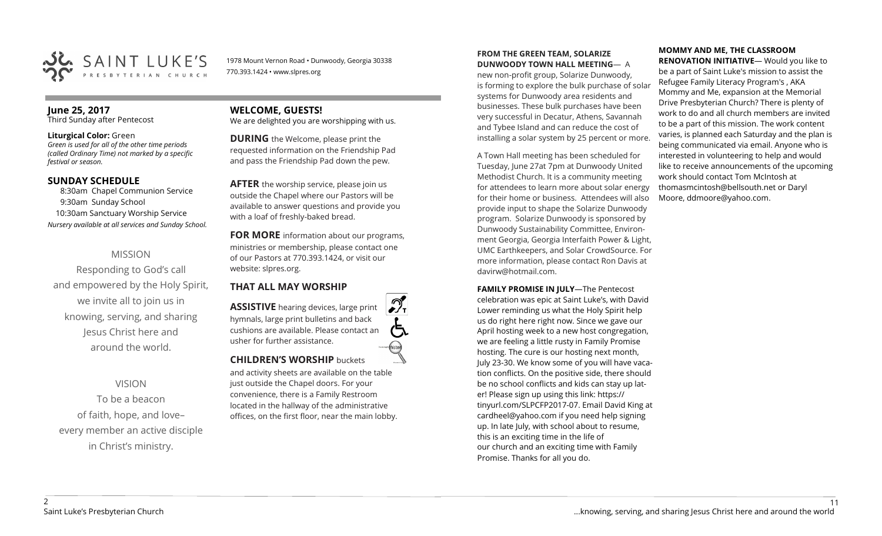SAINT LUKE'S PRESBYTERIAN CHURCH

1978 Mount Vernon Road • Dunwoody, Georgia 30338
770.393.1424 • www.slpres.org

**June 25, 2017**
Third Sunday after Pentecost

**Liturgical Color:** Green
*Green is used for all of the other time periods (called Ordinary Time) not marked by a specific festival or season.*

## SUNDAY SCHEDULE

8:30am Chapel Communion Service
9:30am Sunday School
10:30am Sanctuary Worship Service
*Nursery available at all services and Sunday School.*

MISSION

Responding to God's call and empowered by the Holy Spirit, we invite all to join us in knowing, serving, and sharing Jesus Christ here and around the world.

VISION

To be a beacon of faith, hope, and love– every member an active disciple in Christ's ministry.

## WELCOME, GUESTS!

We are delighted you are worshipping with us.

**DURING** the Welcome, please print the requested information on the Friendship Pad and pass the Friendship Pad down the pew.

**AFTER** the worship service, please join us outside the Chapel where our Pastors will be available to answer questions and provide you with a loaf of freshly-baked bread.

**FOR MORE** information about our programs, ministries or membership, please contact one of our Pastors at 770.393.1424, or visit our website: slpres.org.

## THAT ALL MAY WORSHIP

**ASSISTIVE** hearing devices, large print hymnals, large print bulletins and back cushions are available. Please contact an usher for further assistance.

**CHILDREN'S WORSHIP** buckets and activity sheets are available on the table just outside the Chapel doors. For your convenience, there is a Family Restroom located in the hallway of the administrative offices, on the first floor, near the main lobby.

**FROM THE GREEN TEAM, SOLARIZE DUNWOODY TOWN HALL MEETING**— A new non-profit group, Solarize Dunwoody, is forming to explore the bulk purchase of solar systems for Dunwoody area residents and businesses. These bulk purchases have been very successful in Decatur, Athens, Savannah and Tybee Island and can reduce the cost of installing a solar system by 25 percent or more.

A Town Hall meeting has been scheduled for Tuesday, June 27at 7pm at Dunwoody United Methodist Church. It is a community meeting for attendees to learn more about solar energy for their home or business. Attendees will also provide input to shape the Solarize Dunwoody program. Solarize Dunwoody is sponsored by Dunwoody Sustainability Committee, Environment Georgia, Georgia Interfaith Power & Light, UMC Earthkeepers, and Solar CrowdSource. For more information, please contact Ron Davis at davirw@hotmail.com.

**FAMILY PROMISE IN JULY**—The Pentecost celebration was epic at Saint Luke's, with David Lower reminding us what the Holy Spirit help us do right here right now. Since we gave our April hosting week to a new host congregation, we are feeling a little rusty in Family Promise hosting. The cure is our hosting next month, July 23-30. We know some of you will have vacation conflicts. On the positive side, there should be no school conflicts and kids can stay up later! Please sign up using this link: https://tinyurl.com/SLPCFP2017-07. Email David King at cardheel@yahoo.com if you need help signing up. In late July, with school about to resume, this is an exciting time in the life of our church and an exciting time with Family Promise. Thanks for all you do.

**MOMMY AND ME, THE CLASSROOM RENOVATION INITIATIVE**— Would you like to be a part of Saint Luke's mission to assist the Refugee Family Literacy Program's , AKA Mommy and Me, expansion at the Memorial Drive Presbyterian Church? There is plenty of work to do and all church members are invited to be a part of this mission. The work content varies, is planned each Saturday and the plan is being communicated via email. Anyone who is interested in volunteering to help and would like to receive announcements of the upcoming work should contact Tom McIntosh at thomasmcintosh@bellsouth.net or Daryl Moore, ddmoore@yahoo.com.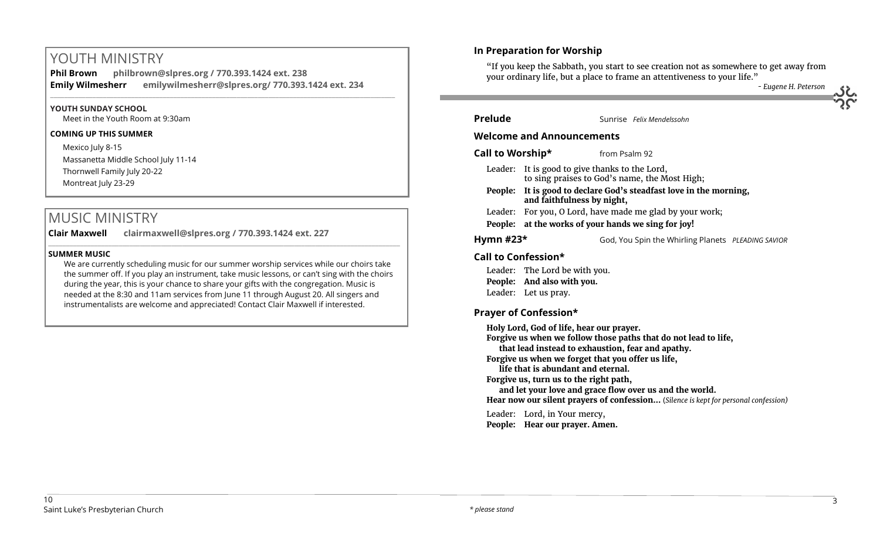# YOUTH MINISTRY

**Phil Brown** **philbrown@slpres.org / 770.393.1424 ext. 238**
**Emily Wilmesherr** **emilywilmesherr@slpres.org/ 770.393.1424 ext. 234**

**YOUTH SUNDAY SCHOOL**

Meet in the Youth Room at 9:30am

**COMING UP THIS SUMMER**

Mexico July 8-15
Massanetta Middle School July 11-14
Thornwell Family July 20-22
Montreat July 23-29

# MUSIC MINISTRY

**Clair Maxwell** **clairmaxwell@slpres.org / 770.393.1424 ext. 227**

**SUMMER MUSIC**

We are currently scheduling music for our summer worship services while our choirs take the summer off. If you play an instrument, take music lessons, or can't sing with the choirs during the year, this is your chance to share your gifts with the congregation. Music is needed at the 8:30 and 11am services from June 11 through August 20. All singers and instrumentalists are welcome and appreciated! Contact Clair Maxwell if interested.

### In Preparation for Worship

"If you keep the Sabbath, you start to see creation not as somewhere to get away from your ordinary life, but a place to frame an attentiveness to your life."

*- Eugene H. Peterson*

**Prelude** Sunrise *Felix Mendelssohn*

**Welcome and Announcements**

**Call to Worship\*** from Psalm 92

Leader: It is good to give thanks to the Lord, to sing praises to God's name, the Most High;
**People: It is good to declare God's steadfast love in the morning, and faithfulness by night,**
Leader: For you, O Lord, have made me glad by your work;
**People: at the works of your hands we sing for joy!**

**Hymn #23\*** God, You Spin the Whirling Planets *PLEADING SAVIOR*

**Call to Confession\***

Leader: The Lord be with you.
**People: And also with you.**
Leader: Let us pray.

**Prayer of Confession\***

**Holy Lord, God of life, hear our prayer.**
**Forgive us when we follow those paths that do not lead to life,**
**that lead instead to exhaustion, fear and apathy.**
**Forgive us when we forget that you offer us life,**
**life that is abundant and eternal.**
**Forgive us, turn us to the right path,**
**and let your love and grace flow over us and the world.**
**Hear now our silent prayers of confession…** (*Silence is kept for personal confession)*

Leader: Lord, in Your mercy,
**People: Hear our prayer. Amen.**

*\* please stand*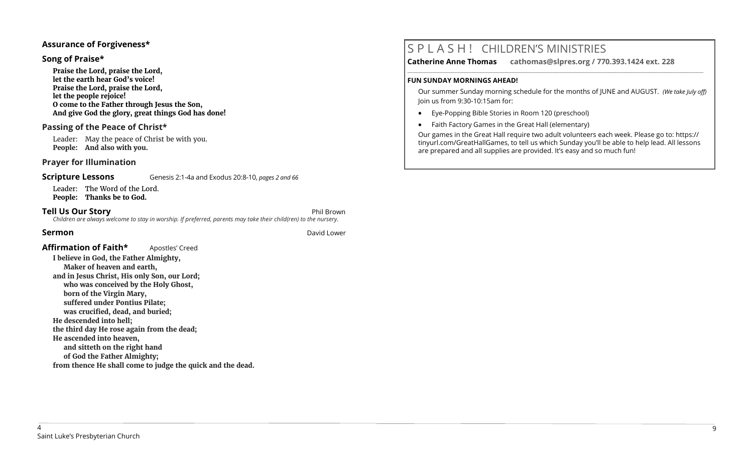### Assurance of Forgiveness*

### Song of Praise*

**Praise the Lord, praise the Lord,**
**let the earth hear God's voice!**
**Praise the Lord, praise the Lord,**
**let the people rejoice!**
**O come to the Father through Jesus the Son,**
**And give God the glory, great things God has done!**

### Passing of the Peace of Christ*

Leader: May the peace of Christ be with you.
**People: And also with you.**

### Prayer for Illumination

### Scripture Lessons

Genesis 2:1-4a and Exodus 20:8-10, *pages 2 and 66*

Leader: The Word of the Lord.
**People: Thanks be to God.**

### Tell Us Our Story

Phil Brown

*Children are always welcome to stay in worship. If preferred, parents may take their child(ren) to the nursery.*

### Sermon

David Lower

### Affirmation of Faith*

Apostles' Creed

**I believe in God, the Father Almighty,**
**Maker of heaven and earth,**
**and in Jesus Christ, His only Son, our Lord;**
**who was conceived by the Holy Ghost,**
**born of the Virgin Mary,**
**suffered under Pontius Pilate;**
**was crucified, dead, and buried;**
**He descended into hell;**
**the third day He rose again from the dead;**
**He ascended into heaven,**
**and sitteth on the right hand**
**of God the Father Almighty;**
**from thence He shall come to judge the quick and the dead.**

# S P L A S H ! CHILDREN'S MINISTRIES

**Catherine Anne Thomas cathomas@slpres.org / 770.393.1424 ext. 228**

**FUN SUNDAY MORNINGS AHEAD!**

Our summer Sunday morning schedule for the months of JUNE and AUGUST. *(We take July off)*
Join us from 9:30-10:15am for:

- Eye-Popping Bible Stories in Room 120 (preschool)
- Faith Factory Games in the Great Hall (elementary)

Our games in the Great Hall require two adult volunteers each week. Please go to: https://tinyurl.com/GreatHallGames, to tell us which Sunday you'll be able to help lead. All lessons are prepared and all supplies are provided. It's easy and so much fun!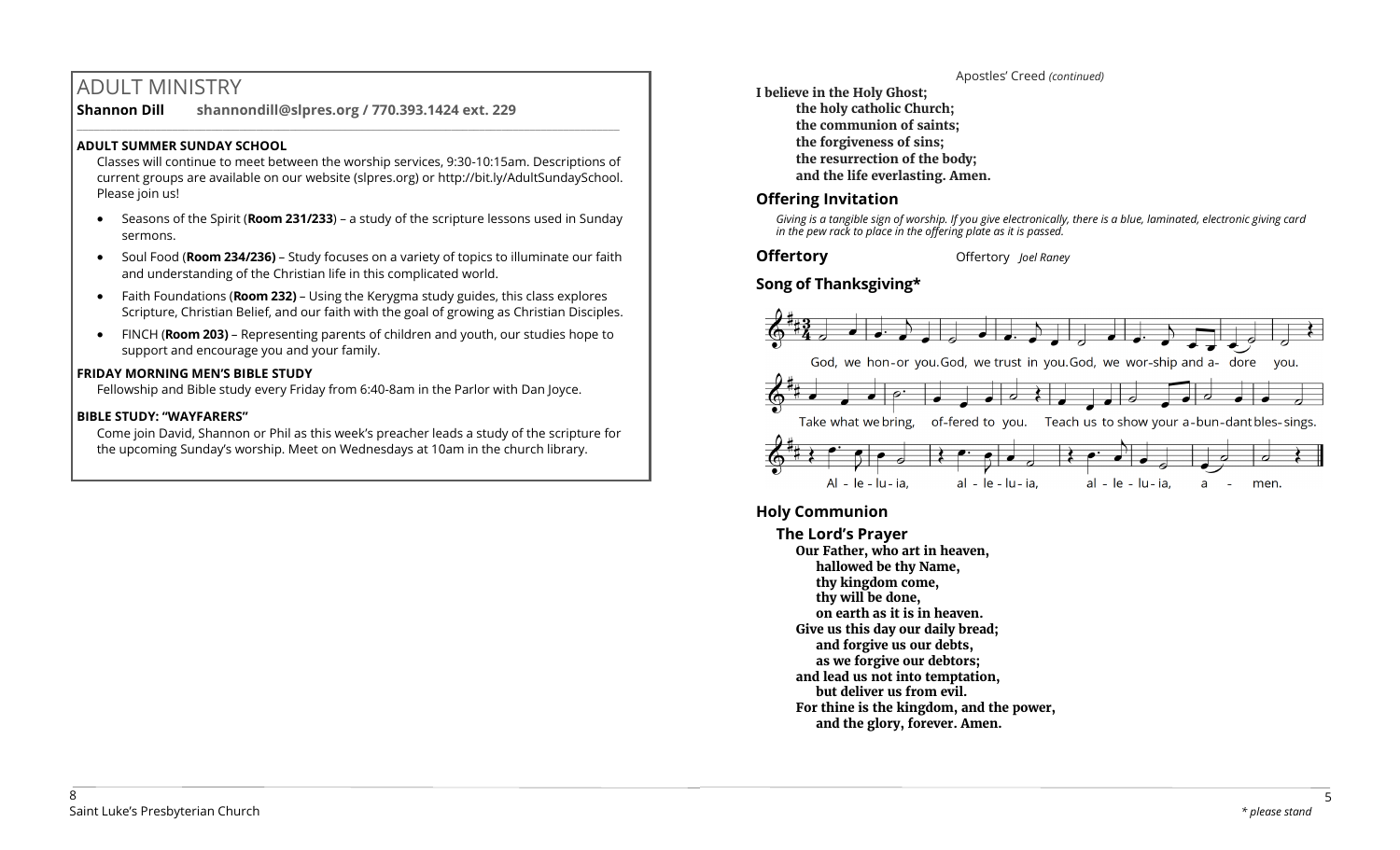## ADULT MINISTRY

**Shannon Dill** **shannondill@slpres.org / 770.393.1424 ext. 229**

**ADULT SUMMER SUNDAY SCHOOL**

Classes will continue to meet between the worship services, 9:30-10:15am. Descriptions of current groups are available on our website (slpres.org) or http://bit.ly/AdultSundaySchool. Please join us!

- Seasons of the Spirit (**Room 231/233**) – a study of the scripture lessons used in Sunday sermons.
- Soul Food (**Room 234/236)** – Study focuses on a variety of topics to illuminate our faith and understanding of the Christian life in this complicated world.
- Faith Foundations (**Room 232)** – Using the Kerygma study guides, this class explores Scripture, Christian Belief, and our faith with the goal of growing as Christian Disciples.
- FINCH (**Room 203)** – Representing parents of children and youth, our studies hope to support and encourage you and your family.

**FRIDAY MORNING MEN'S BIBLE STUDY**

Fellowship and Bible study every Friday from 6:40-8am in the Parlor with Dan Joyce.

**BIBLE STUDY: "WAYFARERS"**

Come join David, Shannon or Phil as this week's preacher leads a study of the scripture for the upcoming Sunday's worship. Meet on Wednesdays at 10am in the church library.

Apostles' Creed *(continued)*

**I believe in the Holy Ghost;**
**the holy catholic Church;**
**the communion of saints;**
**the forgiveness of sins;**
**the resurrection of the body;**
**and the life everlasting. Amen.**

### Offering Invitation

*Giving is a tangible sign of worship. If you give electronically, there is a blue, laminated, electronic giving card in the pew rack to place in the offering plate as it is passed.*

### Offertory

Offertory *Joel Raney*

### Song of Thanksgiving*

God, we hon-or you. God, we trust in you. God, we wor-ship and a- dore you.
Take what we bring, of-fered to you. Teach us to show your a-bun-dant bles-sings.
Al - le - lu - ia, al - le - lu - ia, al - le - lu - ia, a - men.

### Holy Communion

#### The Lord's Prayer

**Our Father, who art in heaven,**
**hallowed be thy Name,**
**thy kingdom come,**
**thy will be done,**
**on earth as it is in heaven.**
**Give us this day our daily bread;**
**and forgive us our debts,**
**as we forgive our debtors;**
**and lead us not into temptation,**
**but deliver us from evil.**
**For thine is the kingdom, and the power,**
**and the glory, forever. Amen.**

\* please stand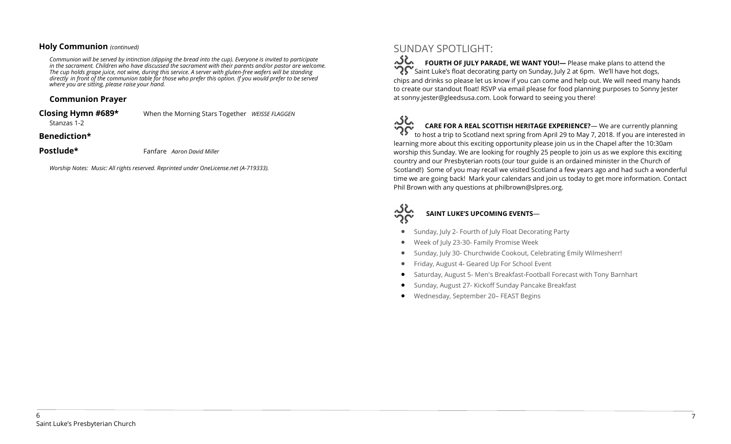### **Holy Communion** *(continued)*

*Communion will be served by intinction (dipping the bread into the cup). Everyone is invited to participate in the sacrament. Children who have discussed the sacrament with their parents and/or pastor are welcome. The cup holds grape juice, not wine, during this service. A server with gluten-free wafers will be standing directly in front of the communion table for those who prefer this option. If you would prefer to be served where you are sitting, please raise your hand.*

**Communion Prayer**

**Closing Hymn #689*** When the Morning Stars Together *WEISSE FLAGGEN*
Stanzas 1-2

**Benediction***

**Postlude*** Fanfare *Aaron David Miller*

*Worship Notes: Music: All rights reserved. Reprinted under OneLicense.net (A-719333).*

## SUNDAY SPOTLIGHT:

**FOURTH OF JULY PARADE, WE WANT YOU!—** Please make plans to attend the Saint Luke's float decorating party on Sunday, July 2 at 6pm. We'll have hot dogs, chips and drinks so please let us know if you can come and help out. We will need many hands to create our standout float! RSVP via email please for food planning purposes to Sonny Jester at sonny.jester@gleedsusa.com. Look forward to seeing you there!

**CARE FOR A REAL SCOTTISH HERITAGE EXPERIENCE?**— We are currently planning to host a trip to Scotland next spring from April 29 to May 7, 2018. If you are interested in learning more about this exciting opportunity please join us in the Chapel after the 10:30am worship this Sunday. We are looking for roughly 25 people to join us as we explore this exciting country and our Presbyterian roots (our tour guide is an ordained minister in the Church of Scotland!) Some of you may recall we visited Scotland a few years ago and had such a wonderful time we are going back! Mark your calendars and join us today to get more information. Contact Phil Brown with any questions at philbrown@slpres.org.

**SAINT LUKE'S UPCOMING EVENTS**—

- Sunday, July 2- Fourth of July Float Decorating Party
- Week of July 23-30- Family Promise Week
- Sunday, July 30- Churchwide Cookout, Celebrating Emily Wilmesherr!
- Friday, August 4- Geared Up For School Event
- Saturday, August 5- Men's Breakfast-Football Forecast with Tony Barnhart
- Sunday, August 27- Kickoff Sunday Pancake Breakfast
- Wednesday, September 20– FEAST Begins